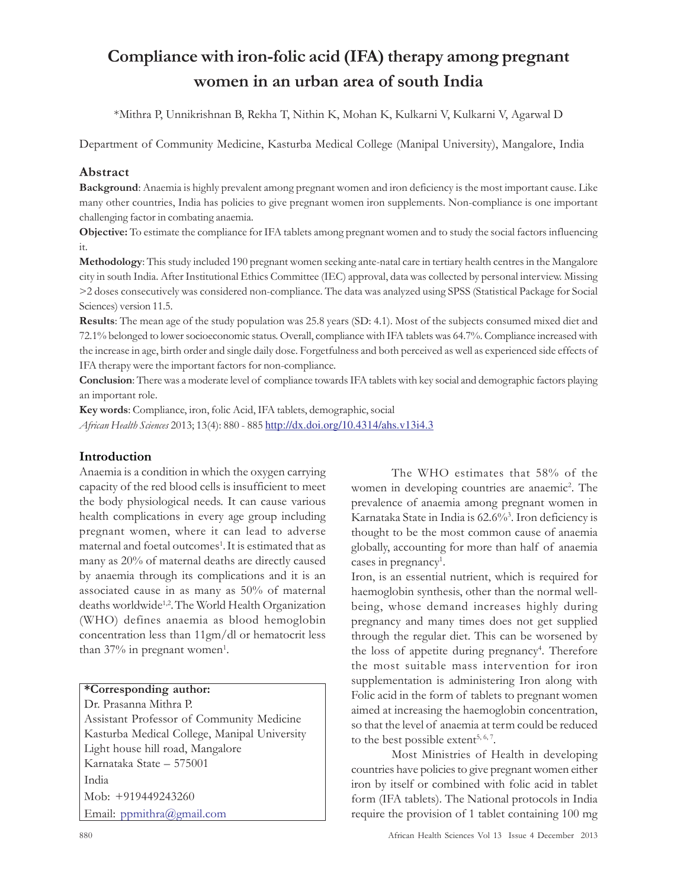# Compliance with iron-folic acid (IFA) therapy among pregnant women in an urban area of south India

*Mithra P, Unnikrishnan B, Rekha T, Nithin K, Mohan K, Kulkarni V, Kulkarni V, Agarwal D

Department of Community Medicine, Kasturba Medical College (Manipal University), Mangalore, India

## Abstract

**Background**: Anaemia is highly prevalent among pregnant women and iron deficiency is the most important cause. Like many other countries, India has policies to give pregnant women iron supplements. Non-compliance is one important challenging factor in combating anaemia.

**Objective:** To estimate the compliance for IFA tablets among pregnant women and to study the social factors influencing it.

**Methodology**: This study included 190 pregnant women seeking ante-natal care in tertiary health centres in the Mangalore city in south India. After Institutional Ethics Committee (IEC) approval, data was collected by personal interview. Missing >2 doses consecutively was considered non-compliance. The data was analyzed using SPSS (Statistical Package for Social Sciences) version 11.5.

**Results**: The mean age of the study population was 25.8 years (SD: 4.1). Most of the subjects consumed mixed diet and 72.1% belonged to lower socioeconomic status. Overall, compliance with IFA tablets was 64.7%. Compliance increased with the increase in age, birth order and single daily dose. Forgetfulness and both perceived as well as experienced side effects of IFA therapy were the important factors for non-compliance.

**Conclusion**: There was a moderate level of compliance towards IFA tablets with key social and demographic factors playing an important role.

**Key words**: Compliance, iron, folic Acid, IFA tablets, demographic, social

*African Health Sciences* 2013; 13(4): 880 - 885 http://dx.doi.org/10.4314/ahs.v13i4.3

## Introduction

Anaemia is a condition in which the oxygen carrying capacity of the red blood cells is insufficient to meet the body physiological needs. It can cause various health complications in every age group including pregnant women, where it can lead to adverse maternal and foetal outcomes[1]. It is estimated that as many as 20% of maternal deaths are directly caused by anaemia through its complications and it is an associated cause in as many as 50% of maternal deaths worldwide[1,2]. The World Health Organization (WHO) defines anaemia as blood hemoglobin concentration less than 11gm/dl or hematocrit less than 37% in pregnant women[1].

The WHO estimates that 58% of the women in developing countries are anaemic[2]. The prevalence of anaemia among pregnant women in Karnataka State in India is 62.6%[3]. Iron deficiency is thought to be the most common cause of anaemia globally, accounting for more than half of anaemia cases in pregnancy[1].

Iron, is an essential nutrient, which is required for haemoglobin synthesis, other than the normal well-being, whose demand increases highly during pregnancy and many times does not get supplied through the regular diet. This can be worsened by the loss of appetite during pregnancy[4]. Therefore the most suitable mass intervention for iron supplementation is administering Iron along with Folic acid in the form of tablets to pregnant women aimed at increasing the haemoglobin concentration, so that the level of anaemia at term could be reduced to the best possible extent[5, 6, 7].

Most Ministries of Health in developing countries have policies to give pregnant women either iron by itself or combined with folic acid in tablet form (IFA tablets). The National protocols in India require the provision of 1 tablet containing 100 mg

**\*Corresponding author:**
Dr. Prasanna Mithra P.
Assistant Professor of Community Medicine
Kasturba Medical College, Manipal University
Light house hill road, Mangalore
Karnataka State – 575001
India
Mob: +919449243260
Email: ppmithra@gmail.com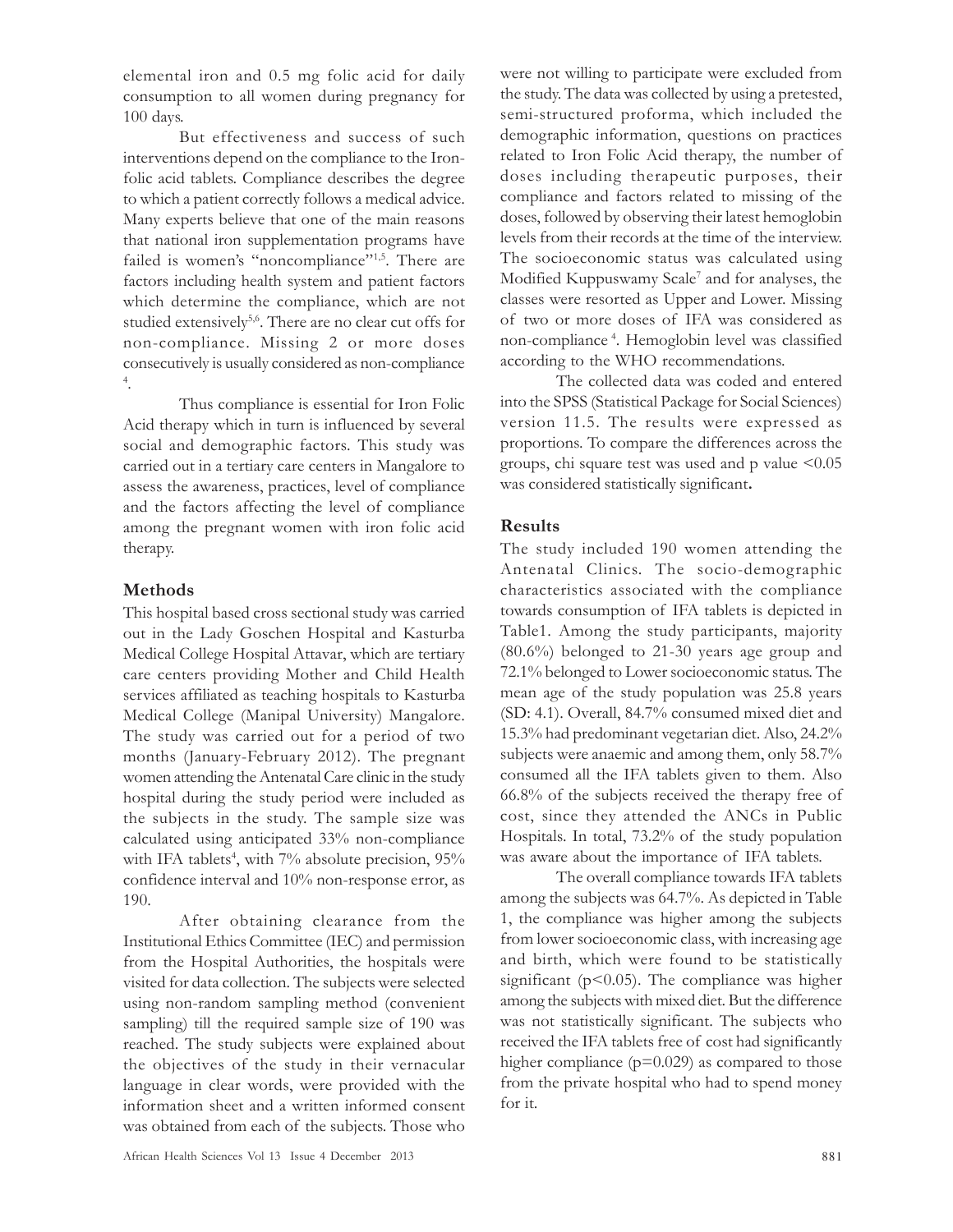elemental iron and 0.5 mg folic acid for daily consumption to all women during pregnancy for 100 days.

But effectiveness and success of such interventions depend on the compliance to the Iron-folic acid tablets. Compliance describes the degree to which a patient correctly follows a medical advice. Many experts believe that one of the main reasons that national iron supplementation programs have failed is women's "noncompliance"[1,5]. There are factors including health system and patient factors which determine the compliance, which are not studied extensively[5,6]. There are no clear cut offs for non-compliance. Missing 2 or more doses consecutively is usually considered as non-compliance [4].

Thus compliance is essential for Iron Folic Acid therapy which in turn is influenced by several social and demographic factors. This study was carried out in a tertiary care centers in Mangalore to assess the awareness, practices, level of compliance and the factors affecting the level of compliance among the pregnant women with iron folic acid therapy.

## Methods

This hospital based cross sectional study was carried out in the Lady Goschen Hospital and Kasturba Medical College Hospital Attavar, which are tertiary care centers providing Mother and Child Health services affiliated as teaching hospitals to Kasturba Medical College (Manipal University) Mangalore. The study was carried out for a period of two months (January-February 2012). The pregnant women attending the Antenatal Care clinic in the study hospital during the study period were included as the subjects in the study. The sample size was calculated using anticipated 33% non-compliance with IFA tablets[4], with 7% absolute precision, 95% confidence interval and 10% non-response error, as 190.

After obtaining clearance from the Institutional Ethics Committee (IEC) and permission from the Hospital Authorities, the hospitals were visited for data collection. The subjects were selected using non-random sampling method (convenient sampling) till the required sample size of 190 was reached. The study subjects were explained about the objectives of the study in their vernacular language in clear words, were provided with the information sheet and a written informed consent was obtained from each of the subjects. Those who were not willing to participate were excluded from the study. The data was collected by using a pretested, semi-structured proforma, which included the demographic information, questions on practices related to Iron Folic Acid therapy, the number of doses including therapeutic purposes, their compliance and factors related to missing of the doses, followed by observing their latest hemoglobin levels from their records at the time of the interview. The socioeconomic status was calculated using Modified Kuppuswamy Scale[7] and for analyses, the classes were resorted as Upper and Lower. Missing of two or more doses of IFA was considered as non-compliance [4]. Hemoglobin level was classified according to the WHO recommendations.

The collected data was coded and entered into the SPSS (Statistical Package for Social Sciences) version 11.5. The results were expressed as proportions. To compare the differences across the groups, chi square test was used and p value $<0.05$ was considered statistically significant.

## Results

The study included 190 women attending the Antenatal Clinics. The socio-demographic characteristics associated with the compliance towards consumption of IFA tablets is depicted in Table1. Among the study participants, majority (80.6%) belonged to 21-30 years age group and 72.1% belonged to Lower socioeconomic status. The mean age of the study population was 25.8 years (SD: 4.1). Overall, 84.7% consumed mixed diet and 15.3% had predominant vegetarian diet. Also, 24.2% subjects were anaemic and among them, only 58.7% consumed all the IFA tablets given to them. Also 66.8% of the subjects received the therapy free of cost, since they attended the ANCs in Public Hospitals. In total, 73.2% of the study population was aware about the importance of IFA tablets.

The overall compliance towards IFA tablets among the subjects was 64.7%. As depicted in Table 1, the compliance was higher among the subjects from lower socioeconomic class, with increasing age and birth, which were found to be statistically significant ($p<0.05$). The compliance was higher among the subjects with mixed diet. But the difference was not statistically significant. The subjects who received the IFA tablets free of cost had significantly higher compliance ($p=0.029$) as compared to those from the private hospital who had to spend money for it.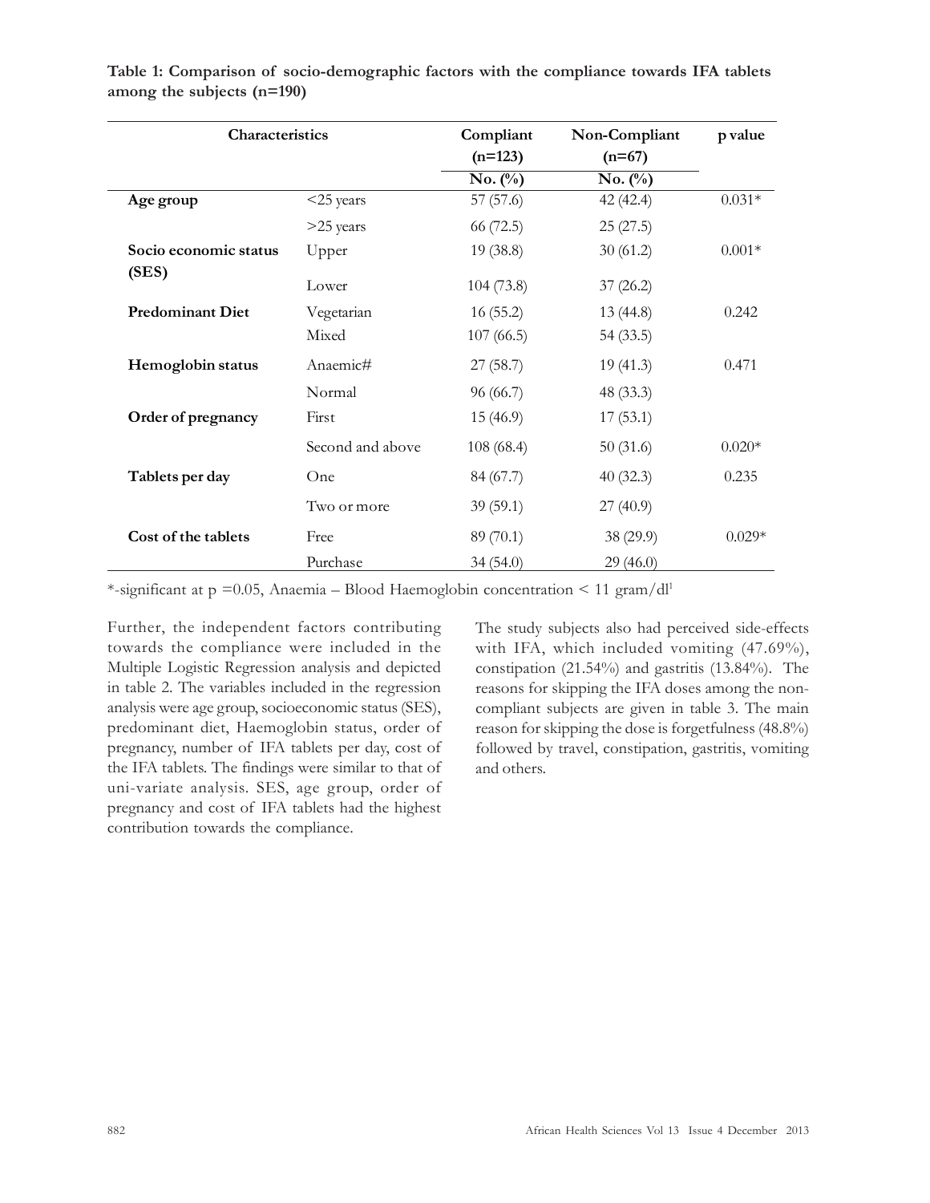**Table 1: Comparison of socio-demographic factors with the compliance towards IFA tablets among the subjects (n=190)**

| Characteristics | | Compliant (n=123) | Non-Compliant (n=67) | p value |
|---|---|---|---|---|
| | | No. (%) | No. (%) | |
| **Age group** | <25 years | 57 (57.6) | 42 (42.4) | 0.031* |
| | >25 years | 66 (72.5) | 25 (27.5) | |
| **Socio economic status (SES)** | Upper | 19 (38.8) | 30 (61.2) | 0.001* |
| | Lower | 104 (73.8) | 37 (26.2) | |
| **Predominant Diet** | Vegetarian | 16 (55.2) | 13 (44.8) | 0.242 |
| | Mixed | 107 (66.5) | 54 (33.5) | |
| **Hemoglobin status** | Anaemic# | 27 (58.7) | 19 (41.3) | 0.471 |
| | Normal | 96 (66.7) | 48 (33.3) | |
| **Order of pregnancy** | First | 15 (46.9) | 17 (53.1) | |
| | Second and above | 108 (68.4) | 50 (31.6) | 0.020* |
| **Tablets per day** | One | 84 (67.7) | 40 (32.3) | 0.235 |
| | Two or more | 39 (59.1) | 27 (40.9) | |
| **Cost of the tablets** | Free | 89 (70.1) | 38 (29.9) | 0.029* |
| | Purchase | 34 (54.0) | 29 (46.0) | |

*-significant at p =0.05, Anaemia – Blood Haemoglobin concentration < 11 gram/dl[1]

Further, the independent factors contributing towards the compliance were included in the Multiple Logistic Regression analysis and depicted in table 2. The variables included in the regression analysis were age group, socioeconomic status (SES), predominant diet, Haemoglobin status, order of pregnancy, number of IFA tablets per day, cost of the IFA tablets. The findings were similar to that of uni-variate analysis. SES, age group, order of pregnancy and cost of IFA tablets had the highest contribution towards the compliance.

The study subjects also had perceived side-effects with IFA, which included vomiting (47.69%), constipation (21.54%) and gastritis (13.84%). The reasons for skipping the IFA doses among the non-compliant subjects are given in table 3. The main reason for skipping the dose is forgetfulness (48.8%) followed by travel, constipation, gastritis, vomiting and others.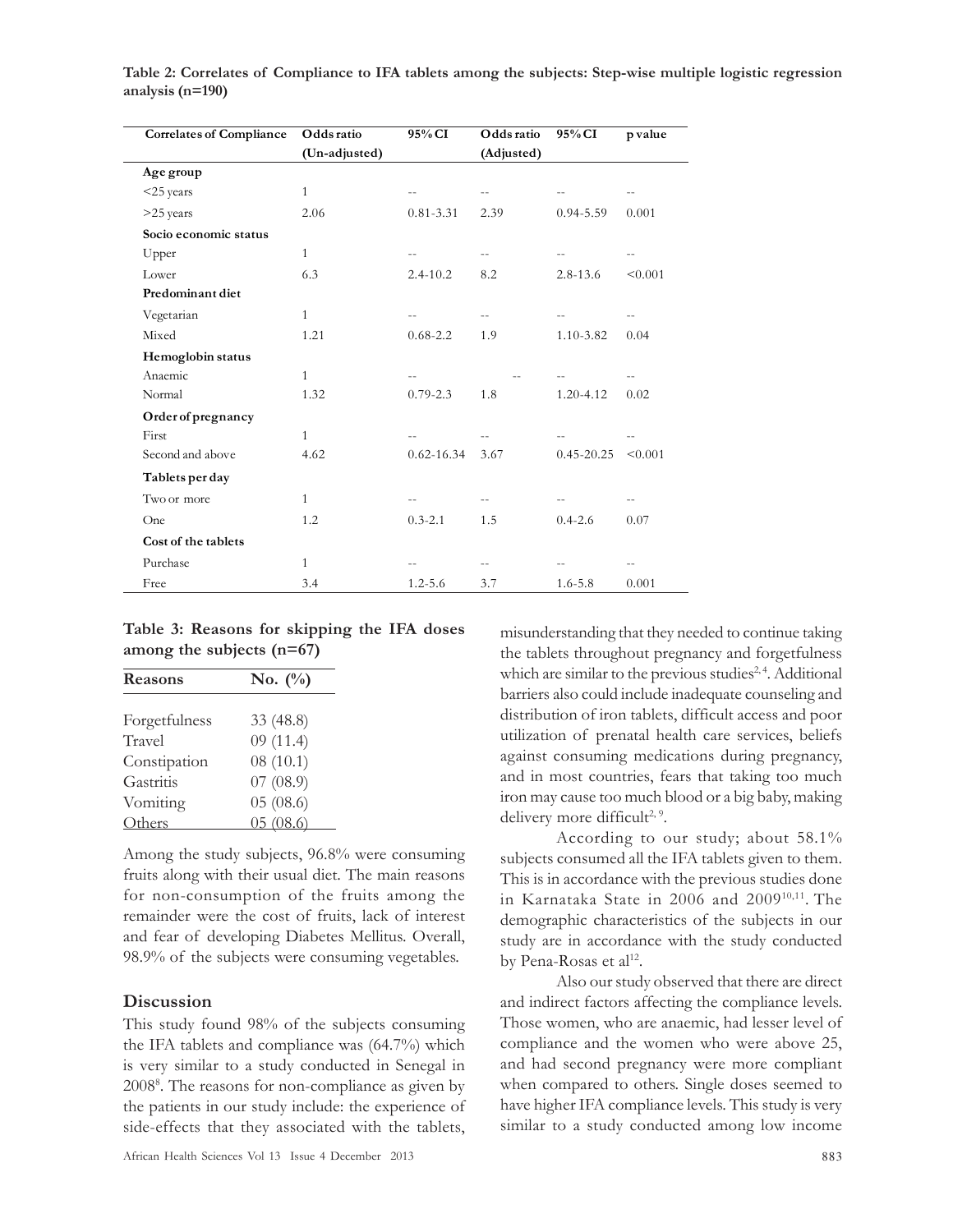**Table 2: Correlates of Compliance to IFA tablets among the subjects: Step-wise multiple logistic regression analysis (n=190)**

| Correlates of Compliance | Odds ratio (Un-adjusted) | 95% CI | Odds ratio (Adjusted) | 95% CI | p value |
|---|---|---|---|---|---|
| **Age group** | | | | | |
| <25 years | 1 | -- | -- | -- | -- |
| >25 years | 2.06 | 0.81-3.31 | 2.39 | 0.94-5.59 | 0.001 |
| **Socio economic status** | | | | | |
| Upper | 1 | -- | -- | -- | -- |
| Lower | 6.3 | 2.4-10.2 | 8.2 | 2.8-13.6 | <0.001 |
| **Predominant diet** | | | | | |
| Vegetarian | 1 | -- | -- | -- | -- |
| Mixed | 1.21 | 0.68-2.2 | 1.9 | 1.10-3.82 | 0.04 |
| **Hemoglobin status** | | | | | |
| Anaemic | 1 | -- | -- | -- | -- |
| Normal | 1.32 | 0.79-2.3 | 1.8 | 1.20-4.12 | 0.02 |
| **Order of pregnancy** | | | | | |
| First | 1 | -- | -- | -- | -- |
| Second and above | 4.62 | 0.62-16.34 | 3.67 | 0.45-20.25 | <0.001 |
| **Tablets per day** | | | | | |
| Two or more | 1 | -- | -- | -- | -- |
| One | 1.2 | 0.3-2.1 | 1.5 | 0.4-2.6 | 0.07 |
| **Cost of the tablets** | | | | | |
| Purchase | 1 | -- | -- | -- | -- |
| Free | 3.4 | 1.2-5.6 | 3.7 | 1.6-5.8 | 0.001 |

**Table 3: Reasons for skipping the IFA doses among the subjects (n=67)**

| Reasons | No. (%) |
|---|---|
| Forgetfulness | 33 (48.8) |
| Travel | 09 (11.4) |
| Constipation | 08 (10.1) |
| Gastritis | 07 (08.9) |
| Vomiting | 05 (08.6) |
| Others | 05 (08.6) |

Among the study subjects, 96.8% were consuming fruits along with their usual diet. The main reasons for non-consumption of the fruits among the remainder were the cost of fruits, lack of interest and fear of developing Diabetes Mellitus. Overall, 98.9% of the subjects were consuming vegetables.

## Discussion

This study found 98% of the subjects consuming the IFA tablets and compliance was (64.7%) which is very similar to a study conducted in Senegal in 2008[8]. The reasons for non-compliance as given by the patients in our study include: the experience of side-effects that they associated with the tablets, misunderstanding that they needed to continue taking the tablets throughout pregnancy and forgetfulness which are similar to the previous studies[2, 4]. Additional barriers also could include inadequate counseling and distribution of iron tablets, difficult access and poor utilization of prenatal health care services, beliefs against consuming medications during pregnancy, and in most countries, fears that taking too much iron may cause too much blood or a big baby, making delivery more difficult[2, 9].

According to our study; about 58.1% subjects consumed all the IFA tablets given to them. This is in accordance with the previous studies done in Karnataka State in 2006 and 2009[10,11]. The demographic characteristics of the subjects in our study are in accordance with the study conducted by Pena-Rosas et al[12].

Also our study observed that there are direct and indirect factors affecting the compliance levels. Those women, who are anaemic, had lesser level of compliance and the women who were above 25, and had second pregnancy were more compliant when compared to others. Single doses seemed to have higher IFA compliance levels. This study is very similar to a study conducted among low income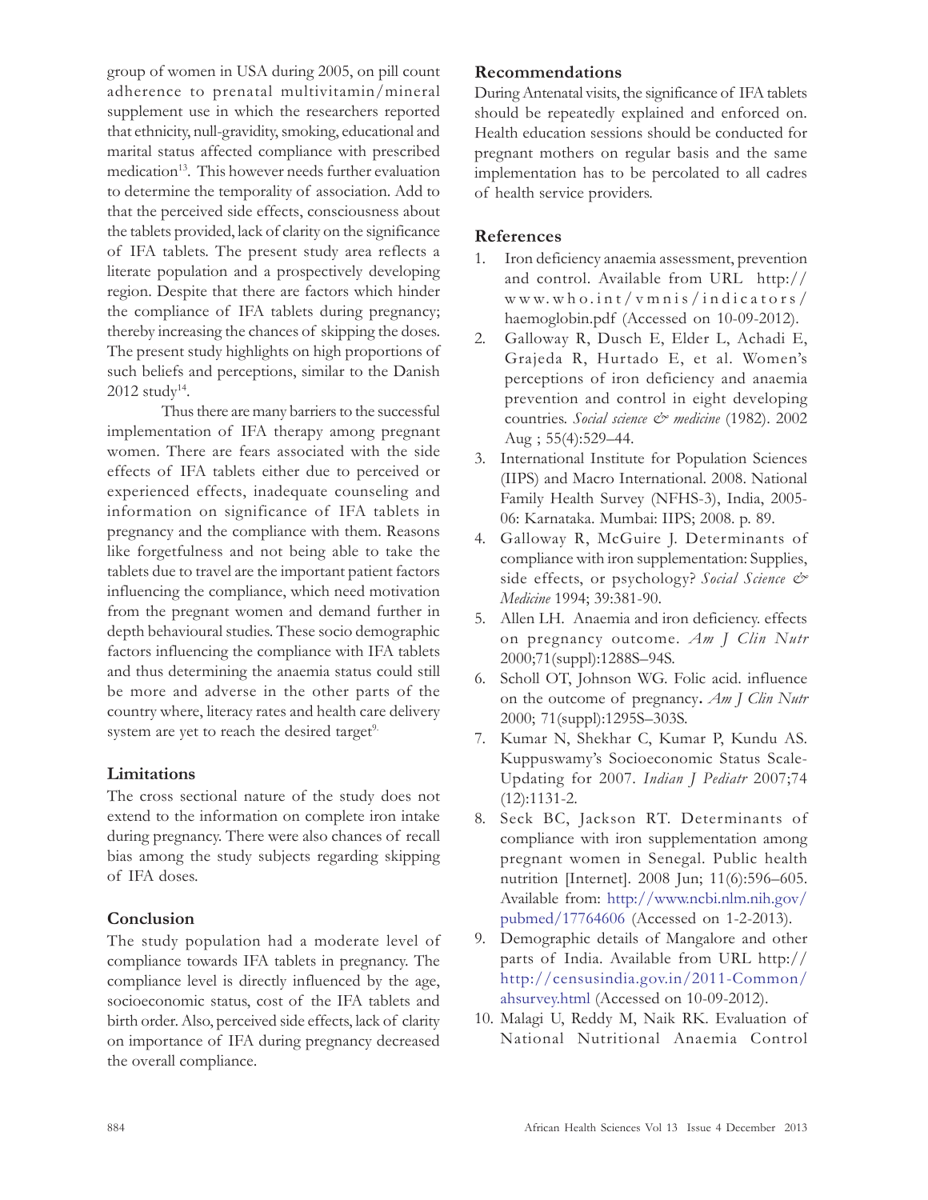group of women in USA during 2005, on pill count adherence to prenatal multivitamin/mineral supplement use in which the researchers reported that ethnicity, null-gravidity, smoking, educational and marital status affected compliance with prescribed medication[13]. This however needs further evaluation to determine the temporality of association. Add to that the perceived side effects, consciousness about the tablets provided, lack of clarity on the significance of IFA tablets. The present study area reflects a literate population and a prospectively developing region. Despite that there are factors which hinder the compliance of IFA tablets during pregnancy; thereby increasing the chances of skipping the doses. The present study highlights on high proportions of such beliefs and perceptions, similar to the Danish 2012 study[14].

Thus there are many barriers to the successful implementation of IFA therapy among pregnant women. There are fears associated with the side effects of IFA tablets either due to perceived or experienced effects, inadequate counseling and information on significance of IFA tablets in pregnancy and the compliance with them. Reasons like forgetfulness and not being able to take the tablets due to travel are the important patient factors influencing the compliance, which need motivation from the pregnant women and demand further in depth behavioural studies. These socio demographic factors influencing the compliance with IFA tablets and thus determining the anaemia status could still be more and adverse in the other parts of the country where, literacy rates and health care delivery system are yet to reach the desired target[9].

## Limitations

The cross sectional nature of the study does not extend to the information on complete iron intake during pregnancy. There were also chances of recall bias among the study subjects regarding skipping of IFA doses.

## Conclusion

The study population had a moderate level of compliance towards IFA tablets in pregnancy. The compliance level is directly influenced by the age, socioeconomic status, cost of the IFA tablets and birth order. Also, perceived side effects, lack of clarity on importance of IFA during pregnancy decreased the overall compliance.

## Recommendations

During Antenatal visits, the significance of IFA tablets should be repeatedly explained and enforced on. Health education sessions should be conducted for pregnant mothers on regular basis and the same implementation has to be percolated to all cadres of health service providers.

## References

1. Iron deficiency anaemia assessment, prevention and control. Available from URL http://www.who.int/vmnis/indicators/haemoglobin.pdf (Accessed on 10-09-2012).
2. Galloway R, Dusch E, Elder L, Achadi E, Grajeda R, Hurtado E, et al. Women's perceptions of iron deficiency and anaemia prevention and control in eight developing countries. *Social science & medicine* (1982). 2002 Aug ; 55(4):529–44.
3. International Institute for Population Sciences (IIPS) and Macro International. 2008. National Family Health Survey (NFHS-3), India, 2005-06: Karnataka. Mumbai: IIPS; 2008. p. 89.
4. Galloway R, McGuire J. Determinants of compliance with iron supplementation: Supplies, side effects, or psychology? *Social Science & Medicine* 1994; 39:381-90.
5. Allen LH. Anaemia and iron deficiency. effects on pregnancy outcome. *Am J Clin Nutr* 2000;71(suppl):1288S–94S.
6. Scholl OT, Johnson WG. Folic acid. influence on the outcome of pregnancy**.** *Am J Clin Nutr* 2000; 71(suppl):1295S–303S.
7. Kumar N, Shekhar C, Kumar P, Kundu AS. Kuppuswamy's Socioeconomic Status Scale-Updating for 2007. *Indian J Pediatr* 2007;74 (12):1131-2.
8. Seck BC, Jackson RT. Determinants of compliance with iron supplementation among pregnant women in Senegal. Public health nutrition [Internet]. 2008 Jun; 11(6):596–605. Available from: http://www.ncbi.nlm.nih.gov/pubmed/17764606 (Accessed on 1-2-2013).
9. Demographic details of Mangalore and other parts of India. Available from URL http://http://censusindia.gov.in/2011-Common/ahsurvey.html (Accessed on 10-09-2012).
10. Malagi U, Reddy M, Naik RK. Evaluation of National Nutritional Anaemia Control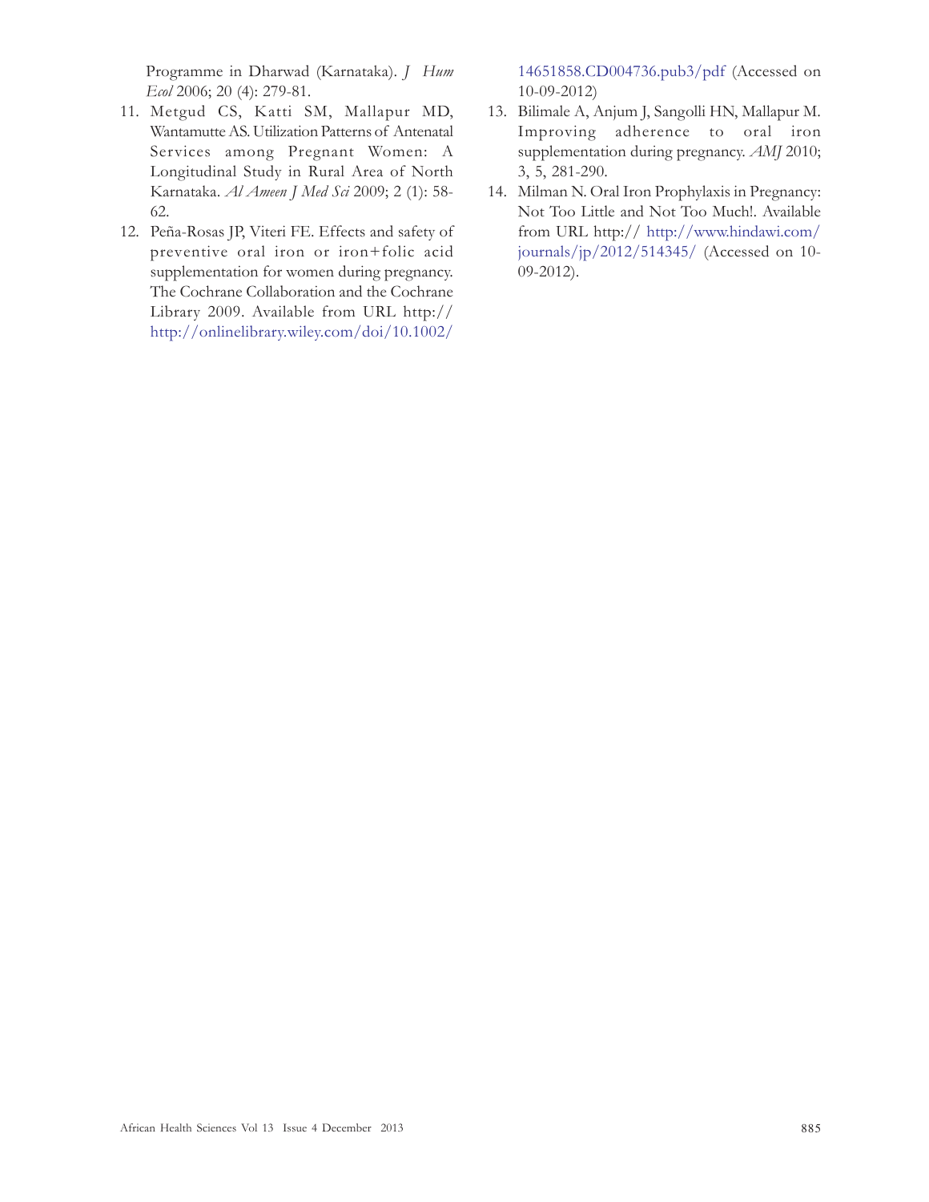Programme in Dharwad (Karnataka). *J Hum Ecol* 2006; 20 (4): 279-81.

11. Metgud CS, Katti SM, Mallapur MD, Wantamutte AS. Utilization Patterns of Antenatal Services among Pregnant Women: A Longitudinal Study in Rural Area of North Karnataka. *Al Ameen J Med Sci* 2009; 2 (1): 58-62.
12. Peña-Rosas JP, Viteri FE. Effects and safety of preventive oral iron or iron+folic acid supplementation for women during pregnancy. The Cochrane Collaboration and the Cochrane Library 2009. Available from URL http:// http://onlinelibrary.wiley.com/doi/10.1002/14651858.CD004736.pub3/pdf (Accessed on 10-09-2012)
13. Bilimale A, Anjum J, Sangolli HN, Mallapur M. Improving adherence to oral iron supplementation during pregnancy. *AMJ* 2010; 3, 5, 281-290.
14. Milman N. Oral Iron Prophylaxis in Pregnancy: Not Too Little and Not Too Much!. Available from URL http:// http://www.hindawi.com/journals/jp/2012/514345/ (Accessed on 10-09-2012).